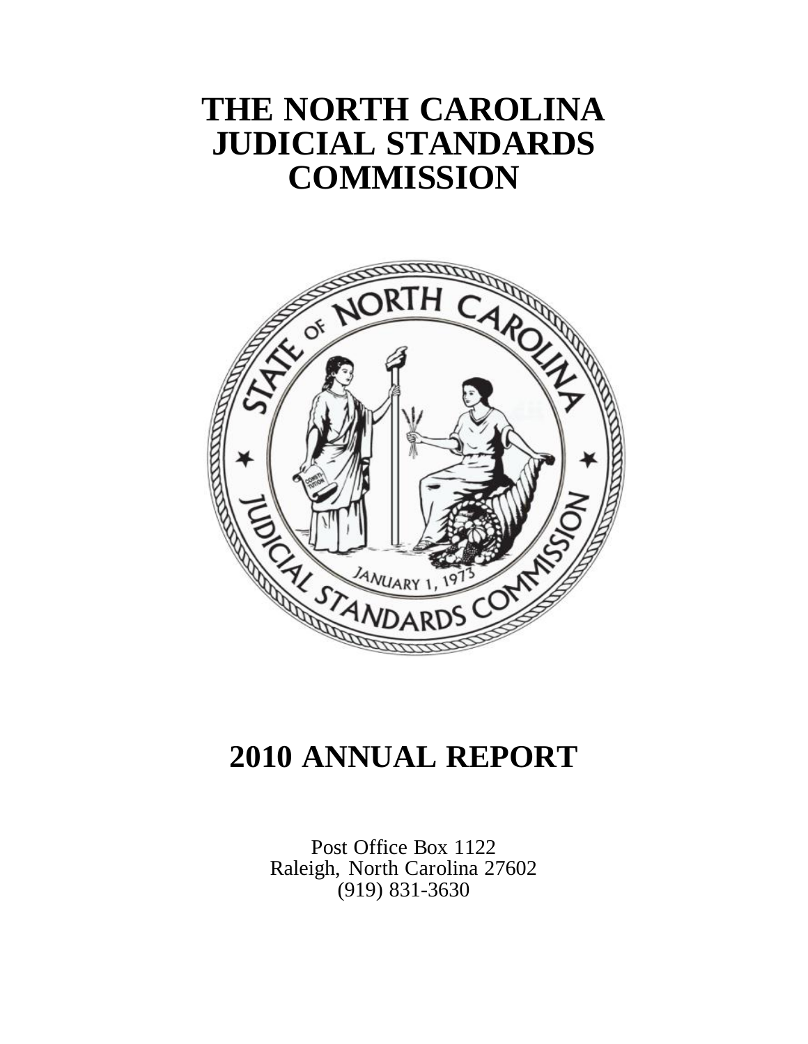# THE NORTH CAROLINA JUDICIAL STANDARDS COMMISSION

# 2010 ANNUAL REPORT

Post Office Box 1122
Raleigh, North Carolina 27602
(919) 831-3630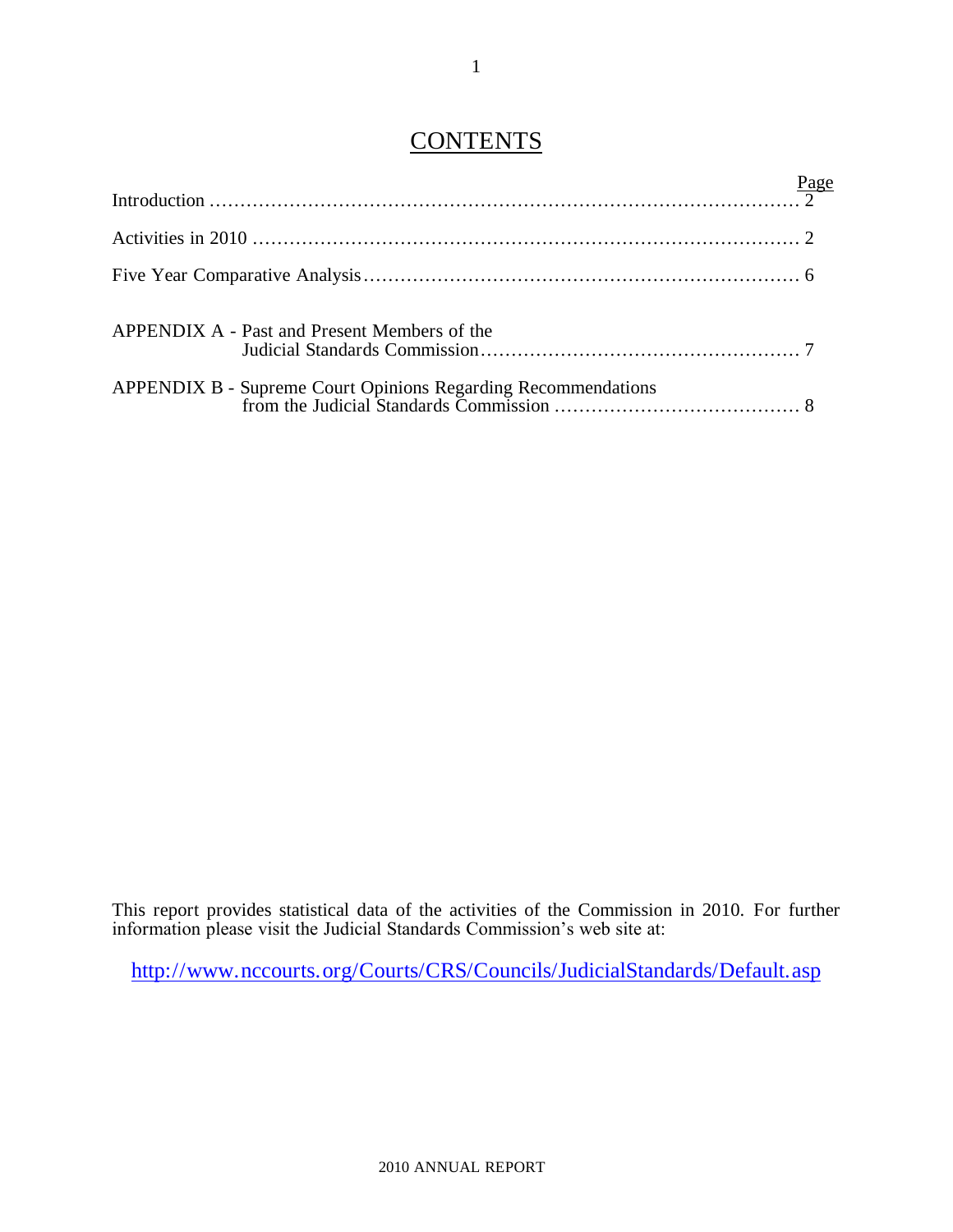# CONTENTS

| | Page |
|---|---|
| Introduction | 2 |
| Activities in 2010 | 2 |
| Five Year Comparative Analysis | 6 |
| APPENDIX A - Past and Present Members of the Judicial Standards Commission | 7 |
| APPENDIX B - Supreme Court Opinions Regarding Recommendations from the Judicial Standards Commission | 8 |

This report provides statistical data of the activities of the Commission in 2010. For further information please visit the Judicial Standards Commission's web site at:

http://www.nccourts.org/Courts/CRS/Councils/JudicialStandards/Default.asp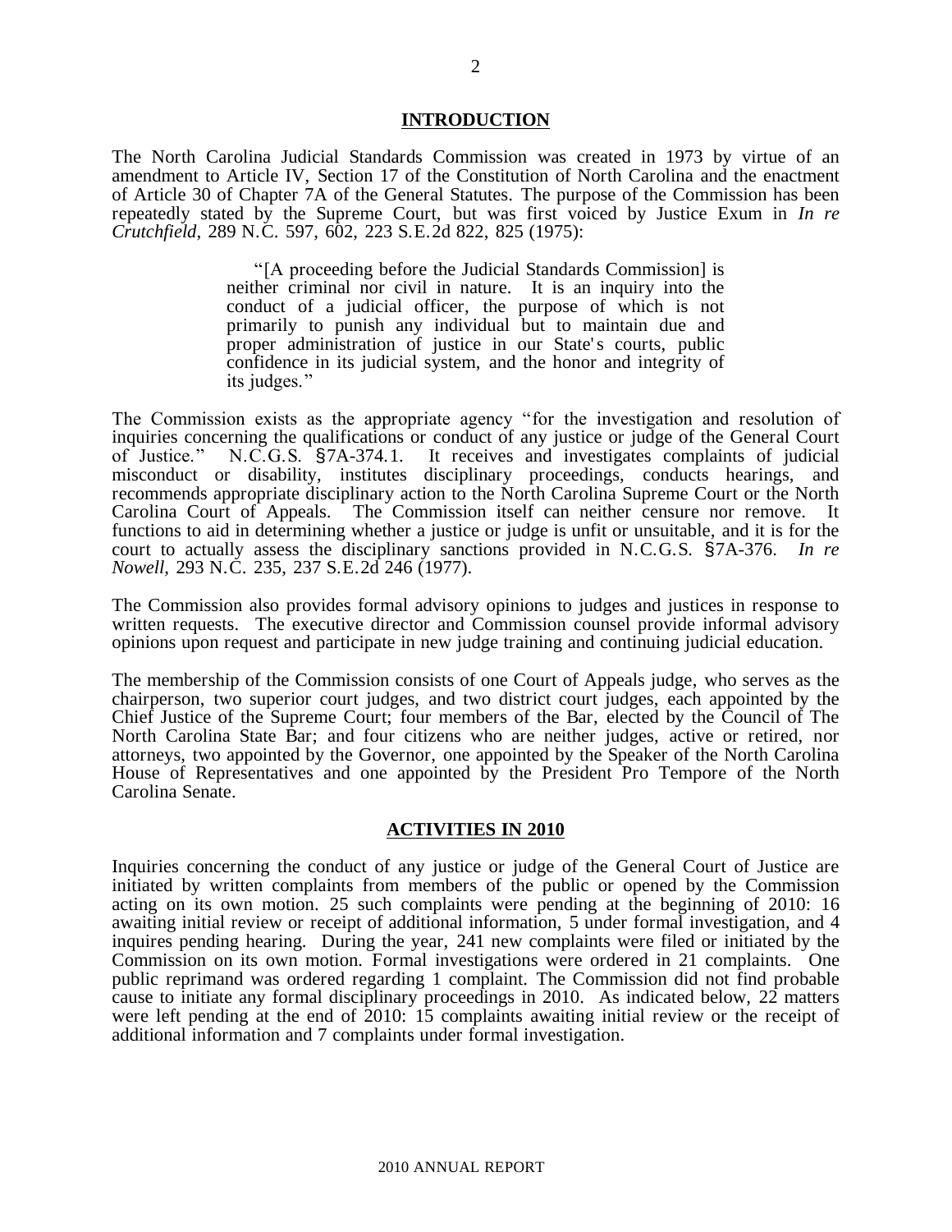## INTRODUCTION

The North Carolina Judicial Standards Commission was created in 1973 by virtue of an amendment to Article IV, Section 17 of the Constitution of North Carolina and the enactment of Article 30 of Chapter 7A of the General Statutes. The purpose of the Commission has been repeatedly stated by the Supreme Court, but was first voiced by Justice Exum in *In re Crutchfield*, 289 N.C. 597, 602, 223 S.E.2d 822, 825 (1975):

> "[A proceeding before the Judicial Standards Commission] is neither criminal nor civil in nature. It is an inquiry into the conduct of a judicial officer, the purpose of which is not primarily to punish any individual but to maintain due and proper administration of justice in our State's courts, public confidence in its judicial system, and the honor and integrity of its judges."

The Commission exists as the appropriate agency "for the investigation and resolution of inquiries concerning the qualifications or conduct of any justice or judge of the General Court of Justice." N.C.G.S. §7A-374.1. It receives and investigates complaints of judicial misconduct or disability, institutes disciplinary proceedings, conducts hearings, and recommends appropriate disciplinary action to the North Carolina Supreme Court or the North Carolina Court of Appeals. The Commission itself can neither censure nor remove. It functions to aid in determining whether a justice or judge is unfit or unsuitable, and it is for the court to actually assess the disciplinary sanctions provided in N.C.G.S. §7A-376. *In re Nowell*, 293 N.C. 235, 237 S.E.2d 246 (1977).

The Commission also provides formal advisory opinions to judges and justices in response to written requests. The executive director and Commission counsel provide informal advisory opinions upon request and participate in new judge training and continuing judicial education.

The membership of the Commission consists of one Court of Appeals judge, who serves as the chairperson, two superior court judges, and two district court judges, each appointed by the Chief Justice of the Supreme Court; four members of the Bar, elected by the Council of The North Carolina State Bar; and four citizens who are neither judges, active or retired, nor attorneys, two appointed by the Governor, one appointed by the Speaker of the North Carolina House of Representatives and one appointed by the President Pro Tempore of the North Carolina Senate.

## ACTIVITIES IN 2010

Inquiries concerning the conduct of any justice or judge of the General Court of Justice are initiated by written complaints from members of the public or opened by the Commission acting on its own motion. 25 such complaints were pending at the beginning of 2010: 16 awaiting initial review or receipt of additional information, 5 under formal investigation, and 4 inquires pending hearing. During the year, 241 new complaints were filed or initiated by the Commission on its own motion. Formal investigations were ordered in 21 complaints. One public reprimand was ordered regarding 1 complaint. The Commission did not find probable cause to initiate any formal disciplinary proceedings in 2010. As indicated below, 22 matters were left pending at the end of 2010: 15 complaints awaiting initial review or the receipt of additional information and 7 complaints under formal investigation.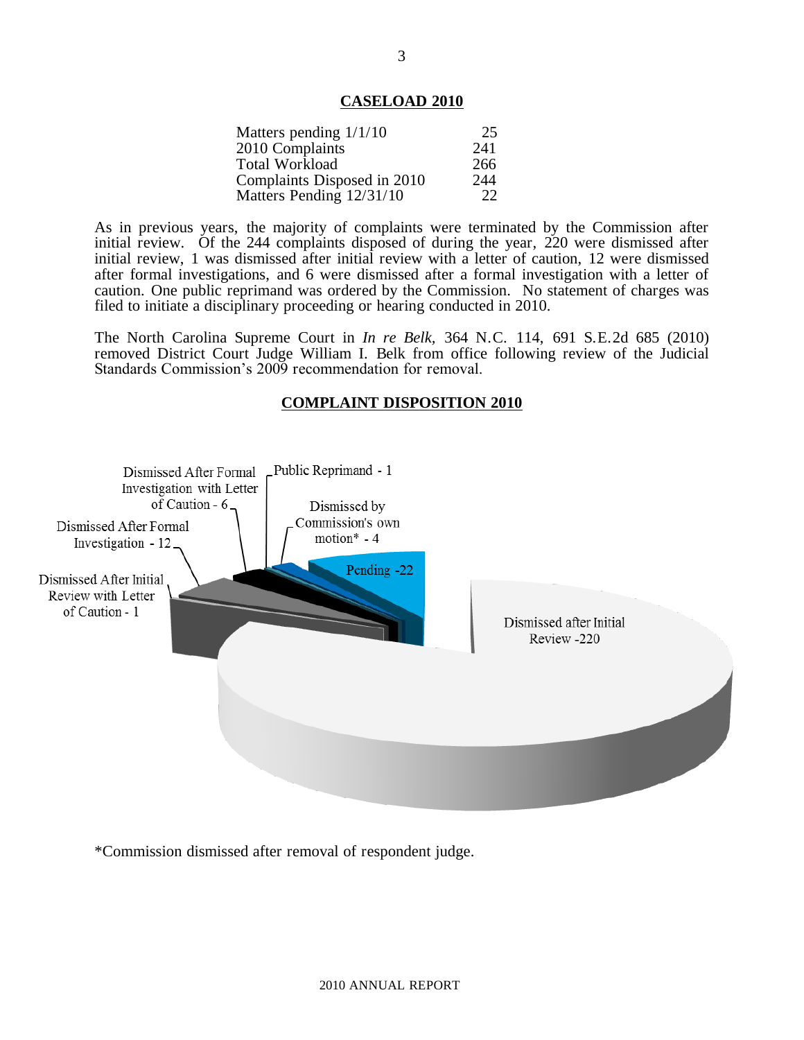## CASELOAD 2010

| | |
|---|---|
| Matters pending 1/1/10 | 25 |
| 2010 Complaints | 241 |
| Total Workload | 266 |
| Complaints Disposed in 2010 | 244 |
| Matters Pending 12/31/10 | 22 |

As in previous years, the majority of complaints were terminated by the Commission after initial review. Of the 244 complaints disposed of during the year, 220 were dismissed after initial review, 1 was dismissed after initial review with a letter of caution, 12 were dismissed after formal investigations, and 6 were dismissed after a formal investigation with a letter of caution. One public reprimand was ordered by the Commission. No statement of charges was filed to initiate a disciplinary proceeding or hearing conducted in 2010.

The North Carolina Supreme Court in *In re Belk,* 364 N.C. 114, 691 S.E.2d 685 (2010) removed District Court Judge William I. Belk from office following review of the Judicial Standards Commission's 2009 recommendation for removal.

## COMPLAINT DISPOSITION 2010

Dismissed after Initial Review -220

Dismissed After Initial Review with Letter of Caution - 1

Dismissed After Formal Investigation - 12

Dismissed After Formal Investigation with Letter of Caution - 6

Public Reprimand - 1

Dismissed by Commission's own motion* - 4

Pending -22

*Commission dismissed after removal of respondent judge.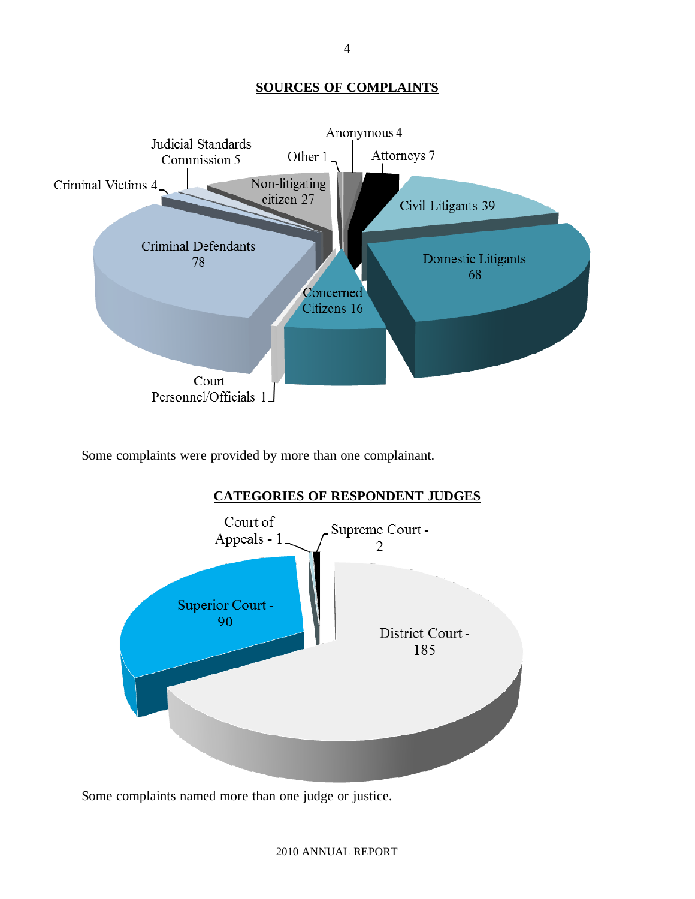## SOURCES OF COMPLAINTS

Criminal Defendants 78
Domestic Litigants 68
Civil Litigants 39
Non-litigating citizen 27
Concerned Citizens 16
Attorneys 7
Judicial Standards Commission 5
Criminal Victims 4
Anonymous 4
Other 1
Court Personnel/Officials 1

Some complaints were provided by more than one complainant.

## CATEGORIES OF RESPONDENT JUDGES

District Court - 185
Superior Court - 90
Supreme Court - 2
Court of Appeals - 1

Some complaints named more than one judge or justice.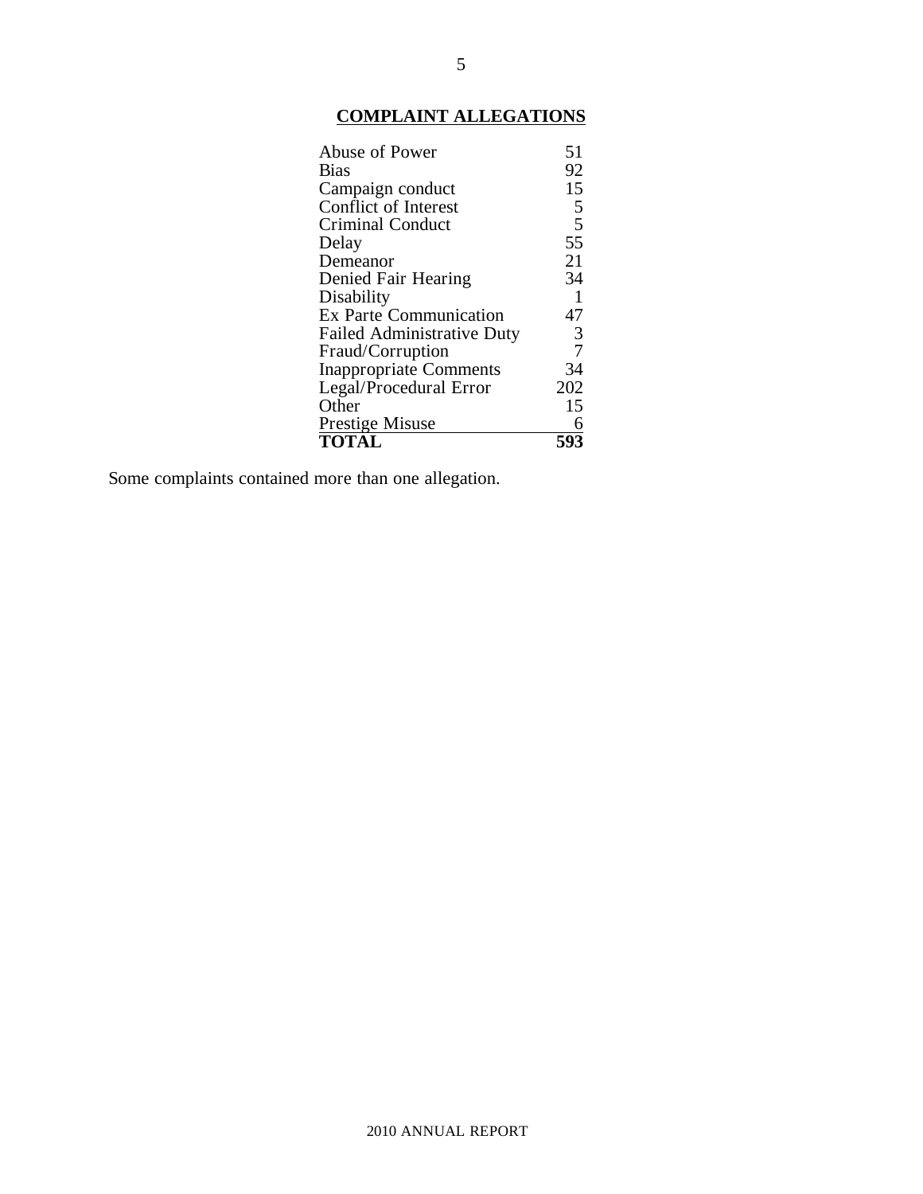## COMPLAINT ALLEGATIONS

| Allegation | Count |
|---|---|
| Abuse of Power | 51 |
| Bias | 92 |
| Campaign conduct | 15 |
| Conflict of Interest | 5 |
| Criminal Conduct | 5 |
| Delay | 55 |
| Demeanor | 21 |
| Denied Fair Hearing | 34 |
| Disability | 1 |
| Ex Parte Communication | 47 |
| Failed Administrative Duty | 3 |
| Fraud/Corruption | 7 |
| Inappropriate Comments | 34 |
| Legal/Procedural Error | 202 |
| Other | 15 |
| Prestige Misuse | 6 |
| **TOTAL** | **593** |

Some complaints contained more than one allegation.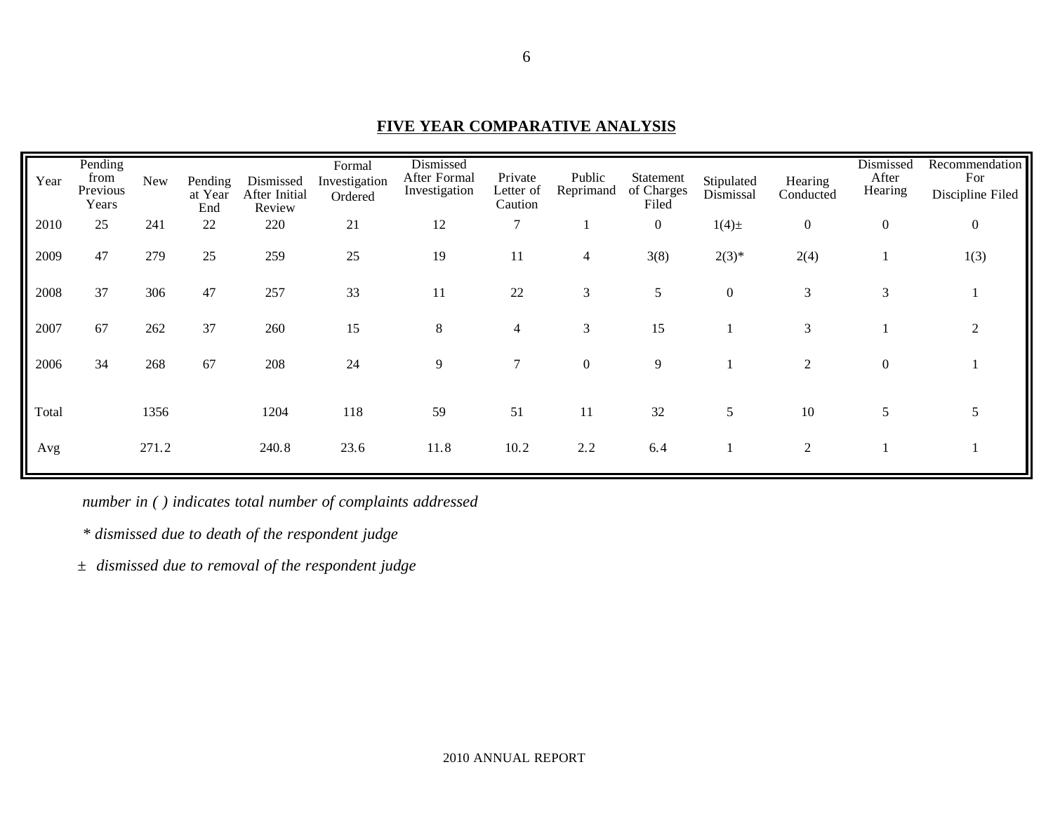## FIVE YEAR COMPARATIVE ANALYSIS

| Year | Pending from Previous Years | New | Pending at Year End | Dismissed After Initial Review | Formal Investigation Ordered | Dismissed After Formal Investigation | Private Letter of Caution | Public Reprimand | Statement of Charges Filed | Stipulated Dismissal | Hearing Conducted | Dismissed After Hearing | Recommendation For Discipline Filed |
|---|---|---|---|---|---|---|---|---|---|---|---|---|---|
| 2010 | 25 | 241 | 22 | 220 | 21 | 12 | 7 | 1 | 0 | 1(4)± | 0 | 0 | 0 |
| 2009 | 47 | 279 | 25 | 259 | 25 | 19 | 11 | 4 | 3(8) | 2(3)* | 2(4) | 1 | 1(3) |
| 2008 | 37 | 306 | 47 | 257 | 33 | 11 | 22 | 3 | 5 | 0 | 3 | 3 | 1 |
| 2007 | 67 | 262 | 37 | 260 | 15 | 8 | 4 | 3 | 15 | 1 | 3 | 1 | 2 |
| 2006 | 34 | 268 | 67 | 208 | 24 | 9 | 7 | 0 | 9 | 1 | 2 | 0 | 1 |
| Total | | 1356 | | 1204 | 118 | 59 | 51 | 11 | 32 | 5 | 10 | 5 | 5 |
| Avg | | 271.2 | | 240.8 | 23.6 | 11.8 | 10.2 | 2.2 | 6.4 | 1 | 2 | 1 | 1 |

*number in ( ) indicates total number of complaints addressed*

*\* dismissed due to death of the respondent judge*

± *dismissed due to removal of the respondent judge*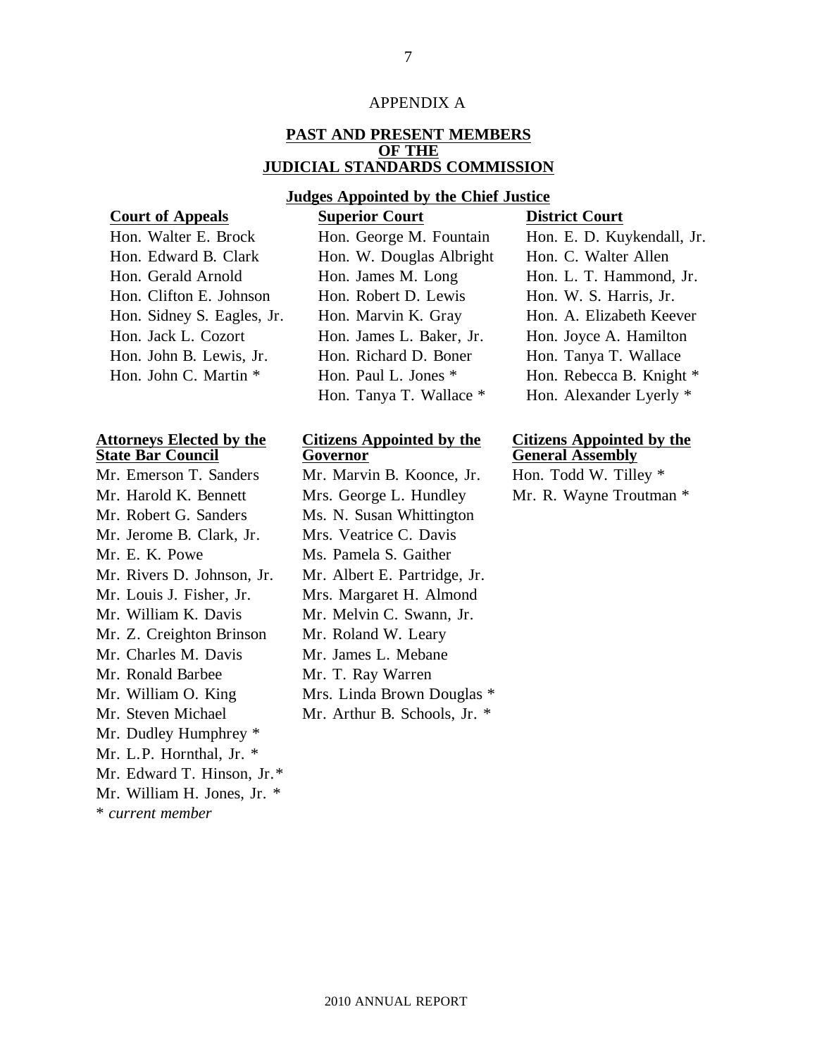APPENDIX A

## PAST AND PRESENT MEMBERS OF THE JUDICIAL STANDARDS COMMISSION

### Judges Appointed by the Chief Justice

**Court of Appeals**

Hon. Walter E. Brock
Hon. Edward B. Clark
Hon. Gerald Arnold
Hon. Clifton E. Johnson
Hon. Sidney S. Eagles, Jr.
Hon. Jack L. Cozort
Hon. John B. Lewis, Jr.
Hon. John C. Martin *

**Superior Court**

Hon. George M. Fountain
Hon. W. Douglas Albright
Hon. James M. Long
Hon. Robert D. Lewis
Hon. Marvin K. Gray
Hon. James L. Baker, Jr.
Hon. Richard D. Boner
Hon. Paul L. Jones *
Hon. Tanya T. Wallace *

**District Court**

Hon. E. D. Kuykendall, Jr.
Hon. C. Walter Allen
Hon. L. T. Hammond, Jr.
Hon. W. S. Harris, Jr.
Hon. A. Elizabeth Keever
Hon. Joyce A. Hamilton
Hon. Tanya T. Wallace
Hon. Rebecca B. Knight *
Hon. Alexander Lyerly *

**Attorneys Elected by the State Bar Council**

Mr. Emerson T. Sanders
Mr. Harold K. Bennett
Mr. Robert G. Sanders
Mr. Jerome B. Clark, Jr.
Mr. E. K. Powe
Mr. Rivers D. Johnson, Jr.
Mr. Louis J. Fisher, Jr.
Mr. William K. Davis
Mr. Z. Creighton Brinson
Mr. Charles M. Davis
Mr. Ronald Barbee
Mr. William O. King
Mr. Steven Michael
Mr. Dudley Humphrey *
Mr. L.P. Hornthal, Jr. *
Mr. Edward T. Hinson, Jr.*
Mr. William H. Jones, Jr. *

**Citizens Appointed by the Governor**

Mr. Marvin B. Koonce, Jr.
Mrs. George L. Hundley
Ms. N. Susan Whittington
Mrs. Veatrice C. Davis
Ms. Pamela S. Gaither
Mr. Albert E. Partridge, Jr.
Mrs. Margaret H. Almond
Mr. Melvin C. Swann, Jr.
Mr. Roland W. Leary
Mr. James L. Mebane
Mr. T. Ray Warren
Mrs. Linda Brown Douglas *
Mr. Arthur B. Schools, Jr. *

**Citizens Appointed by the General Assembly**

Hon. Todd W. Tilley *
Mr. R. Wayne Troutman *

\* *current member*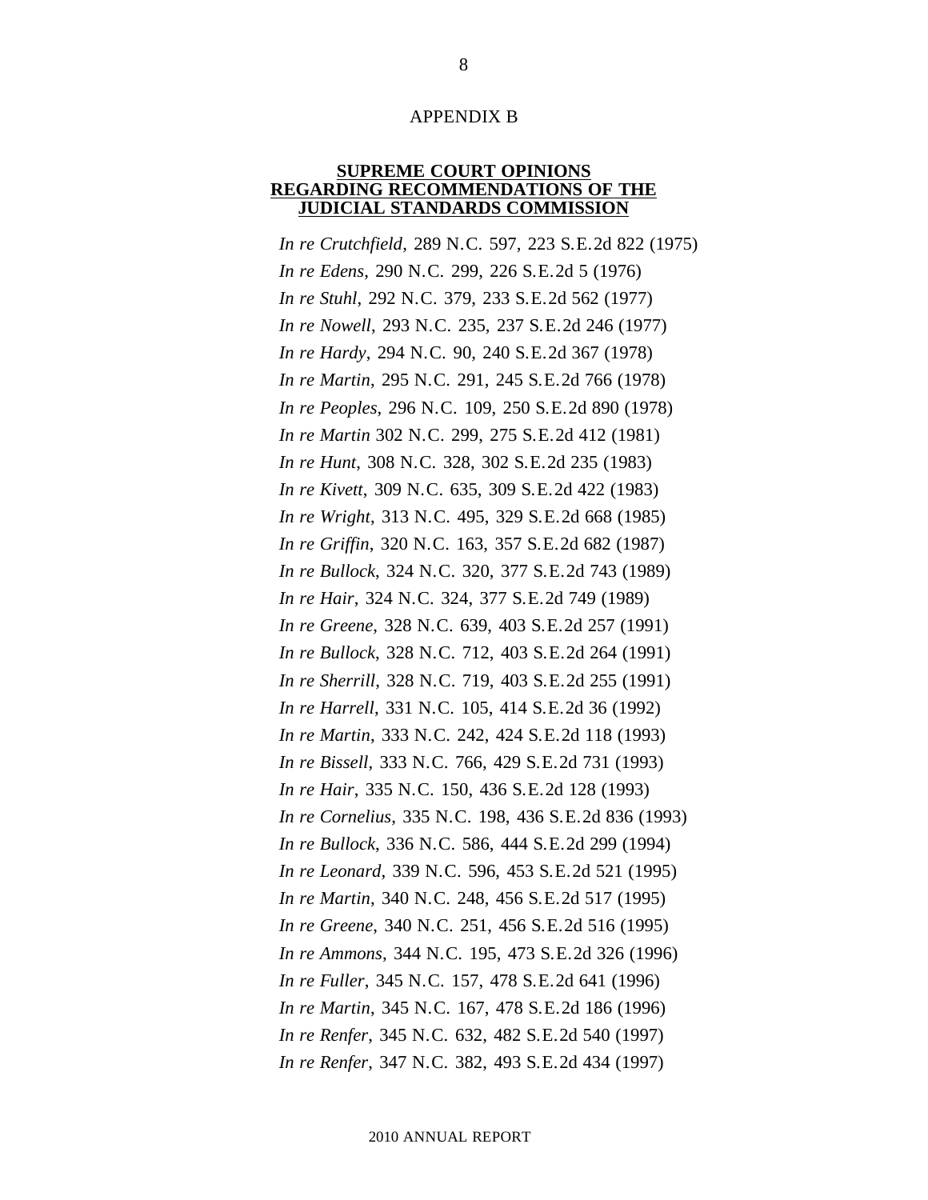APPENDIX B

## SUPREME COURT OPINIONS REGARDING RECOMMENDATIONS OF THE JUDICIAL STANDARDS COMMISSION

*In re Crutchfield*, 289 N.C. 597, 223 S.E.2d 822 (1975)

*In re Edens*, 290 N.C. 299, 226 S.E.2d 5 (1976)

*In re Stuhl*, 292 N.C. 379, 233 S.E.2d 562 (1977)

*In re Nowell*, 293 N.C. 235, 237 S.E.2d 246 (1977)

*In re Hardy*, 294 N.C. 90, 240 S.E.2d 367 (1978)

*In re Martin*, 295 N.C. 291, 245 S.E.2d 766 (1978)

*In re Peoples*, 296 N.C. 109, 250 S.E.2d 890 (1978)

*In re Martin* 302 N.C. 299, 275 S.E.2d 412 (1981)

*In re Hunt*, 308 N.C. 328, 302 S.E.2d 235 (1983)

*In re Kivett*, 309 N.C. 635, 309 S.E.2d 422 (1983)

*In re Wright*, 313 N.C. 495, 329 S.E.2d 668 (1985)

*In re Griffin*, 320 N.C. 163, 357 S.E.2d 682 (1987)

*In re Bullock*, 324 N.C. 320, 377 S.E.2d 743 (1989)

*In re Hair*, 324 N.C. 324, 377 S.E.2d 749 (1989)

*In re Greene*, 328 N.C. 639, 403 S.E.2d 257 (1991)

*In re Bullock*, 328 N.C. 712, 403 S.E.2d 264 (1991)

*In re Sherrill*, 328 N.C. 719, 403 S.E.2d 255 (1991)

*In re Harrell*, 331 N.C. 105, 414 S.E.2d 36 (1992)

*In re Martin*, 333 N.C. 242, 424 S.E.2d 118 (1993)

*In re Bissell*, 333 N.C. 766, 429 S.E.2d 731 (1993)

*In re Hair*, 335 N.C. 150, 436 S.E.2d 128 (1993)

*In re Cornelius*, 335 N.C. 198, 436 S.E.2d 836 (1993)

*In re Bullock*, 336 N.C. 586, 444 S.E.2d 299 (1994)

*In re Leonard*, 339 N.C. 596, 453 S.E.2d 521 (1995)

*In re Martin*, 340 N.C. 248, 456 S.E.2d 517 (1995)

*In re Greene*, 340 N.C. 251, 456 S.E.2d 516 (1995)

*In re Ammons*, 344 N.C. 195, 473 S.E.2d 326 (1996)

*In re Fuller*, 345 N.C. 157, 478 S.E.2d 641 (1996)

*In re Martin*, 345 N.C. 167, 478 S.E.2d 186 (1996)

*In re Renfer*, 345 N.C. 632, 482 S.E.2d 540 (1997)

*In re Renfer*, 347 N.C. 382, 493 S.E.2d 434 (1997)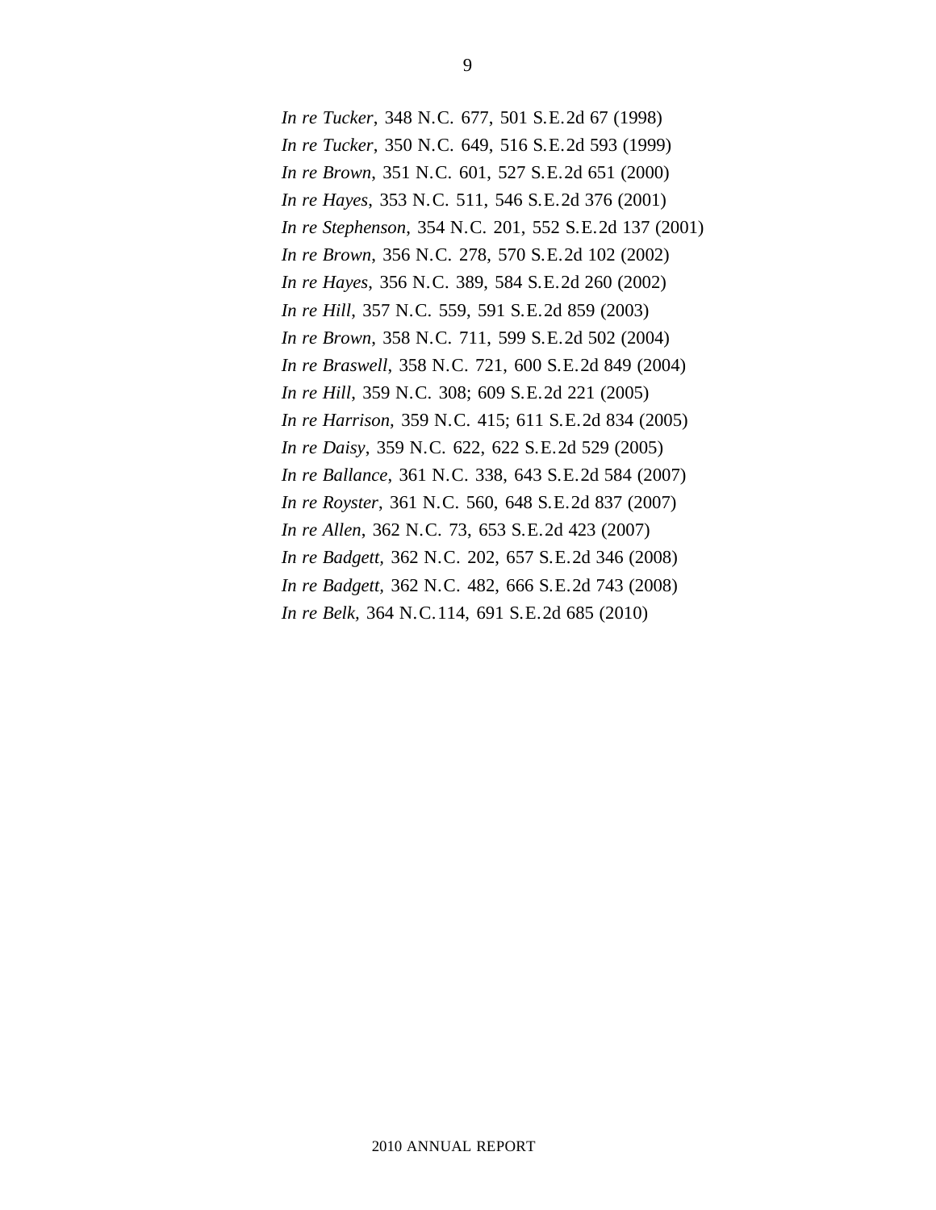*In re Tucker*, 348 N.C. 677, 501 S.E.2d 67 (1998)
*In re Tucker*, 350 N.C. 649, 516 S.E.2d 593 (1999)
*In re Brown*, 351 N.C. 601, 527 S.E.2d 651 (2000)
*In re Hayes*, 353 N.C. 511, 546 S.E.2d 376 (2001)
*In re Stephenson*, 354 N.C. 201, 552 S.E.2d 137 (2001)
*In re Brown*, 356 N.C. 278, 570 S.E.2d 102 (2002)
*In re Hayes*, 356 N.C. 389, 584 S.E.2d 260 (2002)
*In re Hill*, 357 N.C. 559, 591 S.E.2d 859 (2003)
*In re Brown*, 358 N.C. 711, 599 S.E.2d 502 (2004)
*In re Braswell*, 358 N.C. 721, 600 S.E.2d 849 (2004)
*In re Hill*, 359 N.C. 308; 609 S.E.2d 221 (2005)
*In re Harrison,* 359 N.C. 415; 611 S.E.2d 834 (2005)
*In re Daisy*, 359 N.C. 622, 622 S.E.2d 529 (2005)
*In re Ballance*, 361 N.C. 338, 643 S.E.2d 584 (2007)
*In re Royster*, 361 N.C. 560, 648 S.E.2d 837 (2007)
*In re Allen*, 362 N.C. 73, 653 S.E.2d 423 (2007)
*In re Badgett,* 362 N.C. 202, 657 S.E.2d 346 (2008)
*In re Badgett,* 362 N.C. 482, 666 S.E.2d 743 (2008)
*In re Belk,* 364 N.C.114, 691 S.E.2d 685 (2010)